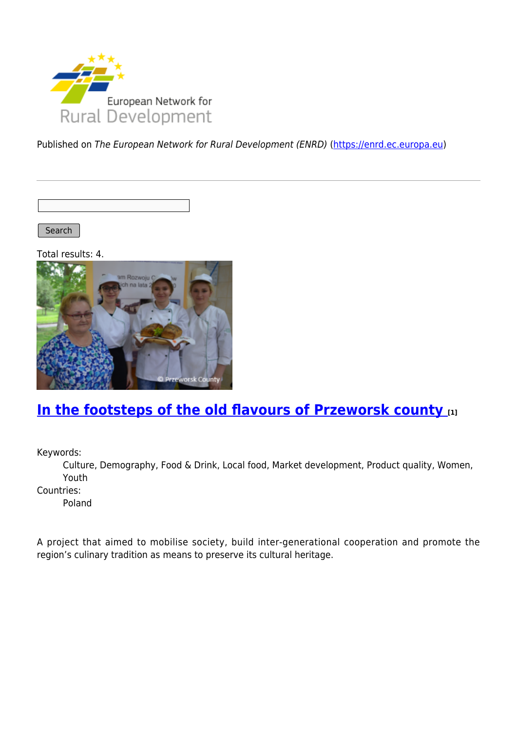Published on *The European Network for Rural Development (ENRD)* (https://enrd.ec.europa.eu)

Search

Total results: 4.

## In the footsteps of the old flavours of Przeworsk county [1]

Keywords:
: Culture, Demography, Food & Drink, Local food, Market development, Product quality, Women, Youth

Countries:
: Poland

A project that aimed to mobilise society, build inter-generational cooperation and promote the region's culinary tradition as means to preserve its cultural heritage.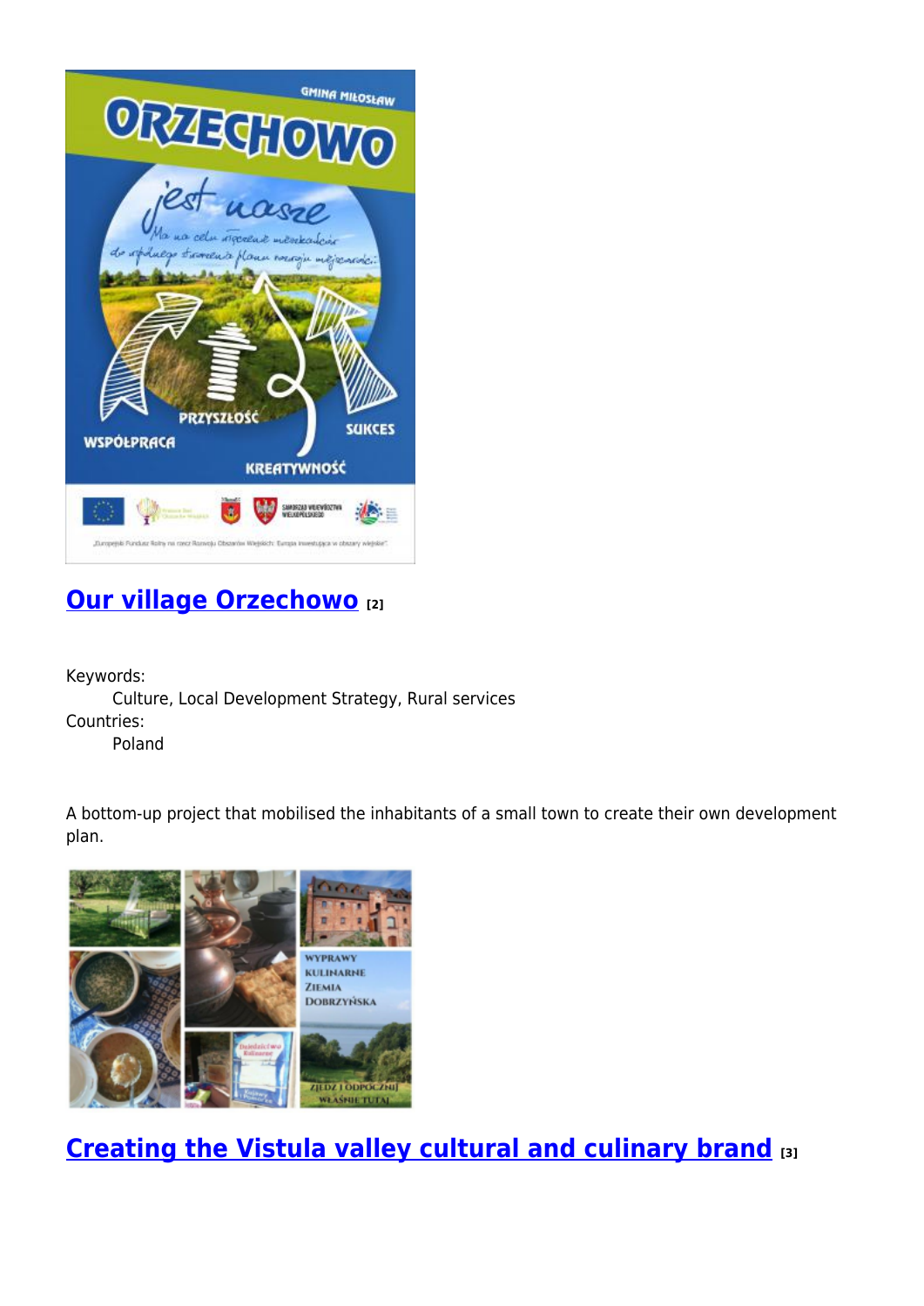## [Our village Orzechowo [2]]

Keywords:

Culture, Local Development Strategy, Rural services

Countries:

Poland

A bottom-up project that mobilised the inhabitants of a small town to create their own development plan.

## [Creating the Vistula valley cultural and culinary brand [3]]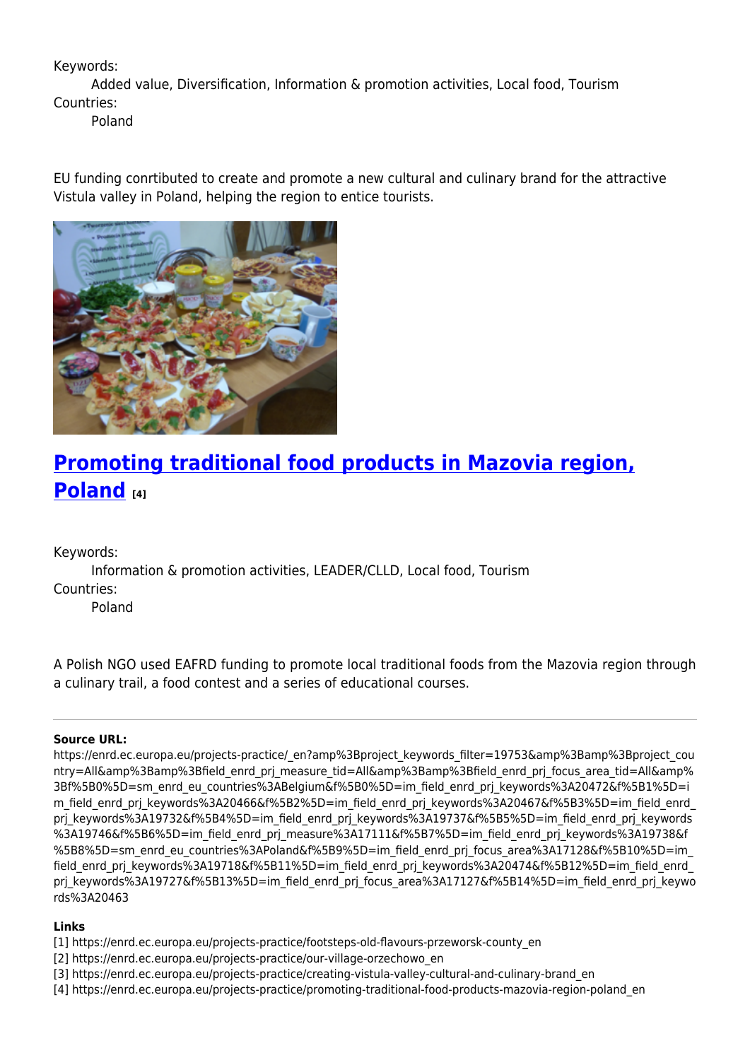Keywords:

Added value, Diversification, Information & promotion activities, Local food, Tourism

Countries:

Poland

EU funding conrtibuted to create and promote a new cultural and culinary brand for the attractive Vistula valley in Poland, helping the region to entice tourists.

## [Promoting traditional food products in Mazovia region, Poland](https://enrd.ec.europa.eu/projects-practice/promoting-traditional-food-products-mazovia-region-poland_en) [4]

Keywords:

Information & promotion activities, LEADER/CLLD, Local food, Tourism

Countries:

Poland

A Polish NGO used EAFRD funding to promote local traditional foods from the Mazovia region through a culinary trail, a food contest and a series of educational courses.

---

**Source URL:**
https://enrd.ec.europa.eu/projects-practice/_en?amp%3Bproject_keywords_filter=19753&amp%3Bamp%3Bproject_country=All&amp%3Bamp%3Bfield_enrd_prj_measure_tid=All&amp%3Bamp%3Bfield_enrd_prj_focus_area_tid=All&amp%3Bf%5B0%5D=sm_enrd_eu_countries%3ABelgium&f%5B0%5D=im_field_enrd_prj_keywords%3A20472&f%5B1%5D=im_field_enrd_prj_keywords%3A20466&f%5B2%5D=im_field_enrd_prj_keywords%3A20467&f%5B3%5D=im_field_enrd_prj_keywords%3A19732&f%5B4%5D=im_field_enrd_prj_keywords%3A19737&f%5B5%5D=im_field_enrd_prj_keywords%3A19746&f%5B6%5D=im_field_enrd_prj_measure%3A17111&f%5B7%5D=im_field_enrd_prj_keywords%3A19738&f%5B8%5D=sm_enrd_eu_countries%3APoland&f%5B9%5D=im_field_enrd_prj_focus_area%3A17128&f%5B10%5D=im_field_enrd_prj_keywords%3A19718&f%5B11%5D=im_field_enrd_prj_keywords%3A20474&f%5B12%5D=im_field_enrd_prj_keywords%3A19727&f%5B13%5D=im_field_enrd_prj_focus_area%3A17127&f%5B14%5D=im_field_enrd_prj_keywords%3A20463

**Links**

[1] https://enrd.ec.europa.eu/projects-practice/footsteps-old-flavours-przeworsk-county_en
[2] https://enrd.ec.europa.eu/projects-practice/our-village-orzechowo_en
[3] https://enrd.ec.europa.eu/projects-practice/creating-vistula-valley-cultural-and-culinary-brand_en
[4] https://enrd.ec.europa.eu/projects-practice/promoting-traditional-food-products-mazovia-region-poland_en